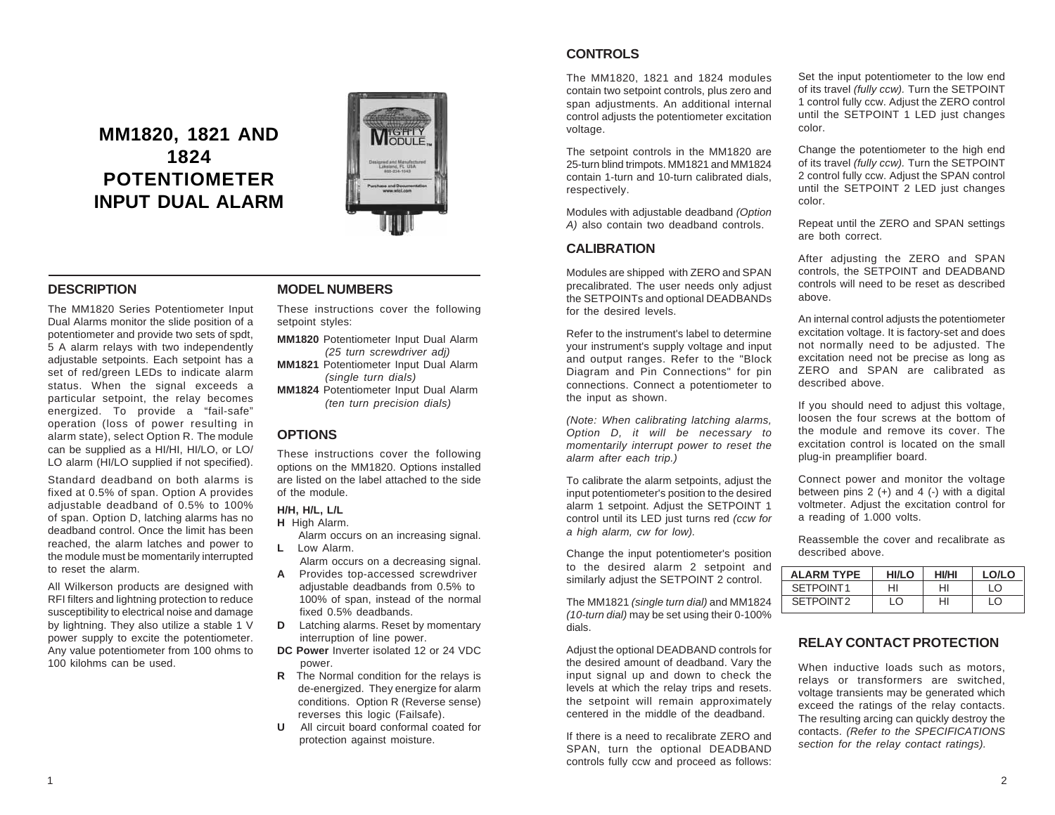# MM1820, 1821 AND 1824 POTENTIOMETER INPUT DUAL ALARM

## DESCRIPTION

The MM1820 Series Potentiometer Input Dual Alarms monitor the slide position of a potentiometer and provide two sets of spdt, 5 A alarm relays with two independently adjustable setpoints. Each setpoint has a set of red/green LEDs to indicate alarm status. When the signal exceeds a particular setpoint, the relay becomes energized. To provide a "fail-safe" operation (loss of power resulting in alarm state), select Option R. The module can be supplied as a HI/HI, HI/LO, or LO/LO alarm (HI/LO supplied if not specified).

Standard deadband on both alarms is fixed at 0.5% of span. Option A provides adjustable deadband of 0.5% to 100% of span. Option D, latching alarms has no deadband control. Once the limit has been reached, the alarm latches and power to the module must be momentarily interrupted to reset the alarm.

All Wilkerson products are designed with RFI filters and lightning protection to reduce susceptibility to electrical noise and damage by lightning. They also utilize a stable 1 V power supply to excite the potentiometer. Any value potentiometer from 100 ohms to 100 kilohms can be used.

## MODEL NUMBERS

These instructions cover the following setpoint styles:

**MM1820** Potentiometer Input Dual Alarm *(25 turn screwdriver adj)*
**MM1821** Potentiometer Input Dual Alarm *(single turn dials)*
**MM1824** Potentiometer Input Dual Alarm *(ten turn precision dials)*

## OPTIONS

These instructions cover the following options on the MM1820. Options installed are listed on the label attached to the side of the module.

**H/H, H/L, L/L**

- **H** High Alarm. Alarm occurs on an increasing signal.
- **L** Low Alarm. Alarm occurs on a decreasing signal.
- **A** Provides top-accessed screwdriver adjustable deadbands from 0.5% to 100% of span, instead of the normal fixed 0.5% deadbands.
- **D** Latching alarms. Reset by momentary interruption of line power.
- **DC Power** Inverter isolated 12 or 24 VDC power.
- **R** The Normal condition for the relays is de-energized. They energize for alarm conditions. Option R (Reverse sense) reverses this logic (Failsafe).
- **U** All circuit board conformal coated for protection against moisture.

## CONTROLS

The MM1820, 1821 and 1824 modules contain two setpoint controls, plus zero and span adjustments. An additional internal control adjusts the potentiometer excitation voltage.

The setpoint controls in the MM1820 are 25-turn blind trimpots. MM1821 and MM1824 contain 1-turn and 10-turn calibrated dials, respectively.

Modules with adjustable deadband *(Option A)* also contain two deadband controls.

## CALIBRATION

Modules are shipped with ZERO and SPAN precalibrated. The user needs only adjust the SETPOINTs and optional DEADBANDs for the desired levels.

Refer to the instrument's label to determine your instrument's supply voltage and input and output ranges. Refer to the "Block Diagram and Pin Connections" for pin connections. Connect a potentiometer to the input as shown.

*(Note: When calibrating latching alarms, Option D, it will be necessary to momentarily interrupt power to reset the alarm after each trip.)*

To calibrate the alarm setpoints, adjust the input potentiometer's position to the desired alarm 1 setpoint. Adjust the SETPOINT 1 control until its LED just turns red *(ccw for a high alarm, cw for low).*

Change the input potentiometer's position to the desired alarm 2 setpoint and similarly adjust the SETPOINT 2 control.

The MM1821 *(single turn dial)* and MM1824 *(10-turn dial)* may be set using their 0-100% dials.

Adjust the optional DEADBAND controls for the desired amount of deadband. Vary the input signal up and down to check the levels at which the relay trips and resets. the setpoint will remain approximately centered in the middle of the deadband.

If there is a need to recalibrate ZERO and SPAN, turn the optional DEADBAND controls fully ccw and proceed as follows:

Set the input potentiometer to the low end of its travel *(fully ccw).* Turn the SETPOINT 1 control fully ccw. Adjust the ZERO control until the SETPOINT 1 LED just changes color.

Change the potentiometer to the high end of its travel *(fully ccw).* Turn the SETPOINT 2 control fully ccw. Adjust the SPAN control until the SETPOINT 2 LED just changes color.

Repeat until the ZERO and SPAN settings are both correct.

After adjusting the ZERO and SPAN controls, the SETPOINT and DEADBAND controls will need to be reset as described above.

An internal control adjusts the potentiometer excitation voltage. It is factory-set and does not normally need to be adjusted. The excitation need not be precise as long as ZERO and SPAN are calibrated as described above.

If you should need to adjust this voltage, loosen the four screws at the bottom of the module and remove its cover. The excitation control is located on the small plug-in preamplifier board.

Connect power and monitor the voltage between pins 2 (+) and 4 (-) with a digital voltmeter. Adjust the excitation control for a reading of 1.000 volts.

Reassemble the cover and recalibrate as described above.

| ALARM TYPE | HI/LO | HI/HI | LO/LO |
|---|---|---|---|
| SETPOINT 1 | HI | HI | LO |
| SETPOINT 2 | LO | HI | LO |

## RELAY CONTACT PROTECTION

When inductive loads such as motors, relays or transformers are switched, voltage transients may be generated which exceed the ratings of the relay contacts. The resulting arcing can quickly destroy the contacts. *(Refer to the SPECIFICATIONS section for the relay contact ratings).*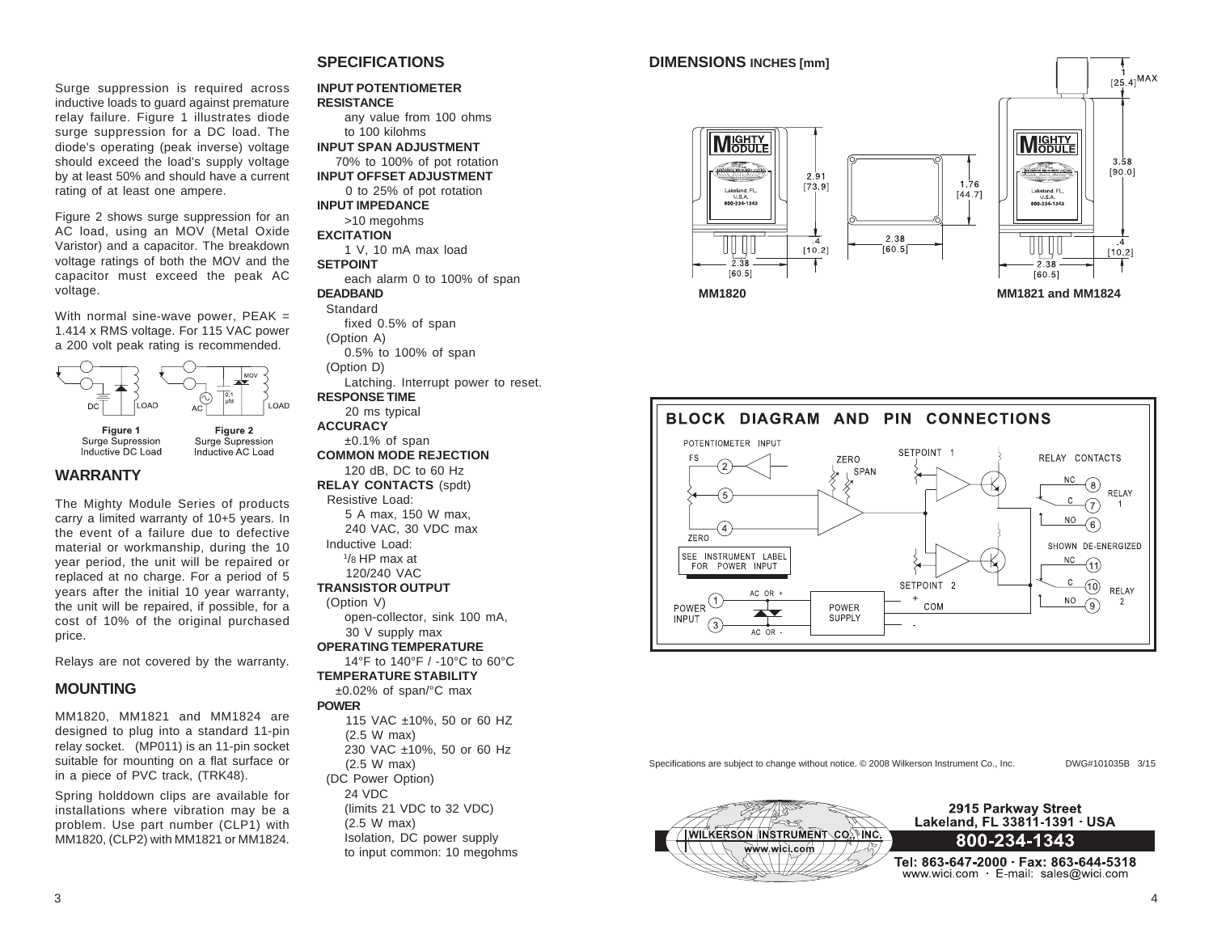Surge suppression is required across inductive loads to guard against premature relay failure. Figure 1 illustrates diode surge suppression for a DC load. The diode's operating (peak inverse) voltage should exceed the load's supply voltage by at least 50% and should have a current rating of at least one ampere.

Figure 2 shows surge suppression for an AC load, using an MOV (Metal Oxide Varistor) and a capacitor. The breakdown voltage ratings of both the MOV and the capacitor must exceed the peak AC voltage.

With normal sine-wave power, PEAK = 1.414 x RMS voltage. For 115 VAC power a 200 volt peak rating is recommended.

DC
LOAD
AC
0.1 µfd
MOV
LOAD

**Figure 1**
Surge Supression
Inductive DC Load

**Figure 2**
Surge Supression
Inductive AC Load

## WARRANTY

The Mighty Module Series of products carry a limited warranty of 10+5 years. In the event of a failure due to defective material or workmanship, during the 10 year period, the unit will be repaired or replaced at no charge. For a period of 5 years after the initial 10 year warranty, the unit will be repaired, if possible, for a cost of 10% of the original purchased price.

Relays are not covered by the warranty.

## MOUNTING

MM1820, MM1821 and MM1824 are designed to plug into a standard 11-pin relay socket. (MP011) is an 11-pin socket suitable for mounting on a flat surface or in a piece of PVC track, (TRK48).

Spring holddown clips are available for installations where vibration may be a problem. Use part number (CLP1) with MM1820, (CLP2) with MM1821 or MM1824.

## SPECIFICATIONS

**INPUT POTENTIOMETER RESISTANCE**
any value from 100 ohms to 100 kilohms

**INPUT SPAN ADJUSTMENT**
70% to 100% of pot rotation

**INPUT OFFSET ADJUSTMENT**
0 to 25% of pot rotation

**INPUT IMPEDANCE**
>10 megohms

**EXCITATION**
1 V, 10 mA max load

**SETPOINT**
each alarm 0 to 100% of span

**DEADBAND**
Standard
fixed 0.5% of span
(Option A)
0.5% to 100% of span
(Option D)
Latching. Interrupt power to reset.

**RESPONSE TIME**
20 ms typical

**ACCURACY**
±0.1% of span

**COMMON MODE REJECTION**
120 dB, DC to 60 Hz

**RELAY CONTACTS** (spdt)
Resistive Load:
5 A max, 150 W max,
240 VAC, 30 VDC max
Inductive Load:
1/8 HP max at
120/240 VAC

**TRANSISTOR OUTPUT**
(Option V)
open-collector, sink 100 mA,
30 V supply max

**OPERATING TEMPERATURE**
14°F to 140°F / -10°C to 60°C

**TEMPERATURE STABILITY**
±0.02% of span/°C max

**POWER**
115 VAC ±10%, 50 or 60 HZ
(2.5 W max)
230 VAC ±10%, 50 or 60 Hz
(2.5 W max)
(DC Power Option)
24 VDC
(limits 21 VDC to 32 VDC)
(2.5 W max)
Isolation, DC power supply
to input common: 10 megohms

## DIMENSIONS INCHES [mm]

MIGHTY MODULE
Lakeland, FL. U.S.A. 800-234-1343

2.91 [73.9]
.4 [10.2]
2.38 [60.5]
1.76 [44.7]
2.38 [60.5]
1 [25.4] MAX
3.58 [90.0]
.4 [10.2]
2.38 [60.5]

**MM1820**

**MM1821 and MM1824**

## BLOCK DIAGRAM AND PIN CONNECTIONS

POTENTIOMETER INPUT
FS 2
5
4
ZERO
ZERO
SPAN
SETPOINT 1
RELAY CONTACTS
NC 8
C 7
NO 6
RELAY 1
SHOWN DE-ENERGIZED
NC 11
C 10
NO 9
RELAY 2
SEE INSTRUMENT LABEL FOR POWER INPUT
SETPOINT 2
POWER INPUT
1 AC OR +
3 AC OR -
POWER SUPPLY
+
COM
-

Specifications are subject to change without notice. © 2008 Wilkerson Instrument Co., Inc. DWG#101035B 3/15

WILKERSON INSTRUMENT CO., INC.
www.wici.com

2915 Parkway Street
Lakeland, FL 33811-1391 · USA
800-234-1343
Tel: 863-647-2000 · Fax: 863-644-5318
www.wici.com · E-mail: sales@wici.com